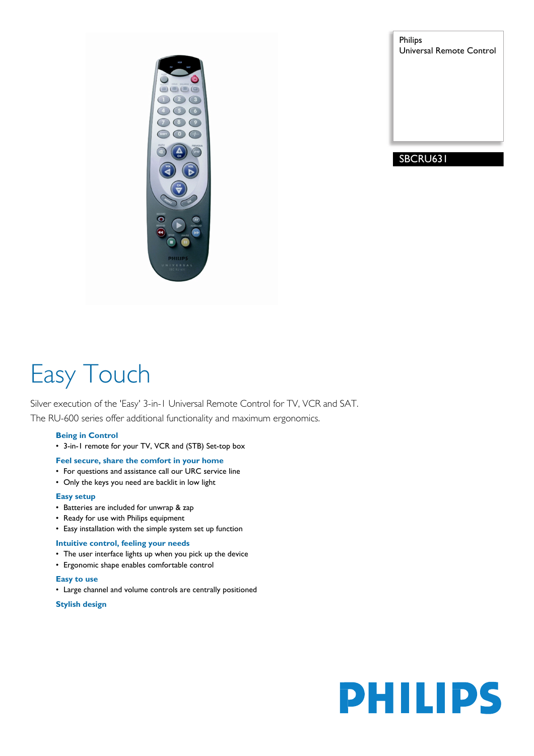Philips
Universal Remote Control

SBCRU631

# Easy Touch

Silver execution of the 'Easy' 3-in-1 Universal Remote Control for TV, VCR and SAT. The RU-600 series offer additional functionality and maximum ergonomics.

### Being in Control
- 3-in-1 remote for your TV, VCR and (STB) Set-top box

### Feel secure, share the comfort in your home
- For questions and assistance call our URC service line
- Only the keys you need are backlit in low light

### Easy setup
- Batteries are included for unwrap & zap
- Ready for use with Philips equipment
- Easy installation with the simple system set up function

### Intuitive control, feeling your needs
- The user interface lights up when you pick up the device
- Ergonomic shape enables comfortable control

### Easy to use
- Large channel and volume controls are centrally positioned

### Stylish design

PHILIPS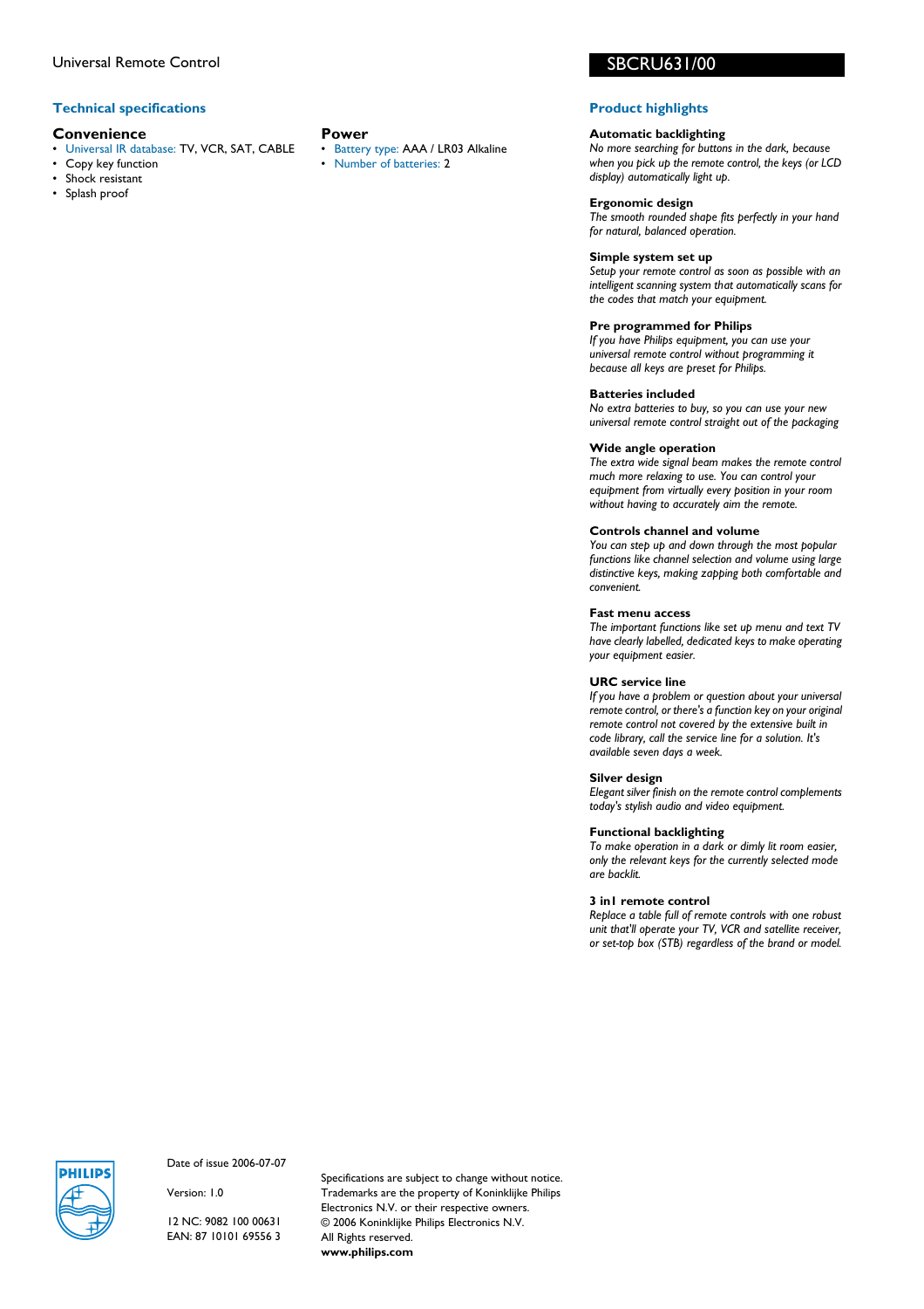Universal Remote Control

SBCRU631/00

## Technical specifications

### Convenience

- Universal IR database: TV, VCR, SAT, CABLE
- Copy key function
- Shock resistant
- Splash proof

### Power

- Battery type: AAA / LR03 Alkaline
- Number of batteries: 2

## Product highlights

**Automatic backlighting**
*No more searching for buttons in the dark, because when you pick up the remote control, the keys (or LCD display) automatically light up.*

**Ergonomic design**
*The smooth rounded shape fits perfectly in your hand for natural, balanced operation.*

**Simple system set up**
*Setup your remote control as soon as possible with an intelligent scanning system that automatically scans for the codes that match your equipment.*

**Pre programmed for Philips**
*If you have Philips equipment, you can use your universal remote control without programming it because all keys are preset for Philips.*

**Batteries included**
*No extra batteries to buy, so you can use your new universal remote control straight out of the packaging*

**Wide angle operation**
*The extra wide signal beam makes the remote control much more relaxing to use. You can control your equipment from virtually every position in your room without having to accurately aim the remote.*

**Controls channel and volume**
*You can step up and down through the most popular functions like channel selection and volume using large distinctive keys, making zapping both comfortable and convenient.*

**Fast menu access**
*The important functions like set up menu and text TV have clearly labelled, dedicated keys to make operating your equipment easier.*

**URC service line**
*If you have a problem or question about your universal remote control, or there's a function key on your original remote control not covered by the extensive built in code library, call the service line for a solution. It's available seven days a week.*

**Silver design**
*Elegant silver finish on the remote control complements today's stylish audio and video equipment.*

**Functional backlighting**
*To make operation in a dark or dimly lit room easier, only the relevant keys for the currently selected mode are backlit.*

**3 in1 remote control**
*Replace a table full of remote controls with one robust unit that'll operate your TV, VCR and satellite receiver, or set-top box (STB) regardless of the brand or model.*

Date of issue 2006-07-07

Version: 1.0

12 NC: 9082 100 00631
EAN: 87 10101 69556 3

Specifications are subject to change without notice.
Trademarks are the property of Koninklijke Philips Electronics N.V. or their respective owners.
© 2006 Koninklijke Philips Electronics N.V.
All Rights reserved.
**www.philips.com**